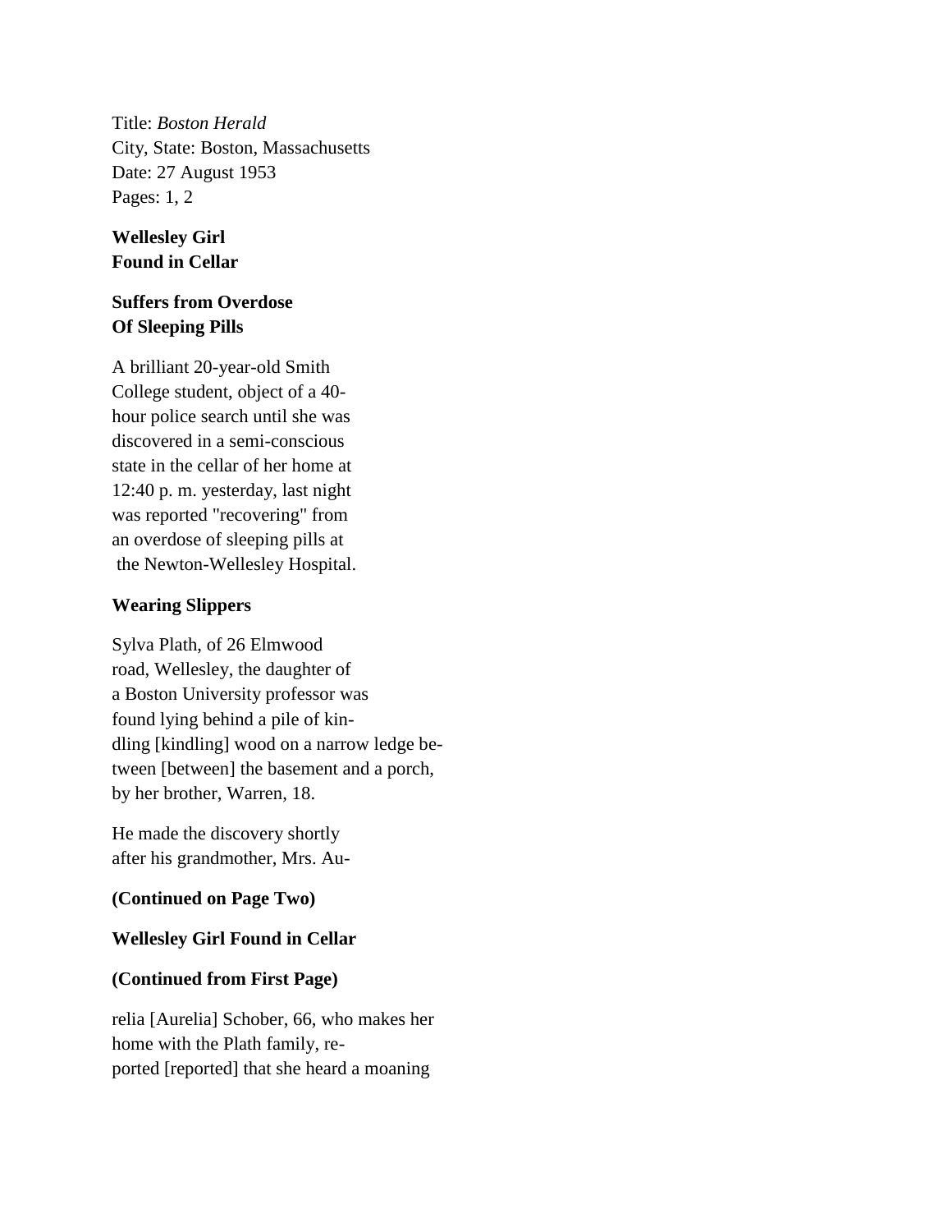Title: *Boston Herald*
City, State: Boston, Massachusetts
Date: 27 August 1953
Pages: 1, 2

**Wellesley Girl**
**Found in Cellar**

**Suffers from Overdose**
**Of Sleeping Pills**

A brilliant 20-year-old Smith College student, object of a 40-hour police search until she was discovered in a semi-conscious state in the cellar of her home at 12:40 p. m. yesterday, last night was reported "recovering" from an overdose of sleeping pills at the Newton-Wellesley Hospital.

**Wearing Slippers**

Sylva Plath, of 26 Elmwood road, Wellesley, the daughter of a Boston University professor was found lying behind a pile of kin-dling [kindling] wood on a narrow ledge be-tween [between] the basement and a porch, by her brother, Warren, 18.

He made the discovery shortly after his grandmother, Mrs. Au-

**(Continued on Page Two)**

**Wellesley Girl Found in Cellar**

**(Continued from First Page)**

relia [Aurelia] Schober, 66, who makes her home with the Plath family, re-ported [reported] that she heard a moaning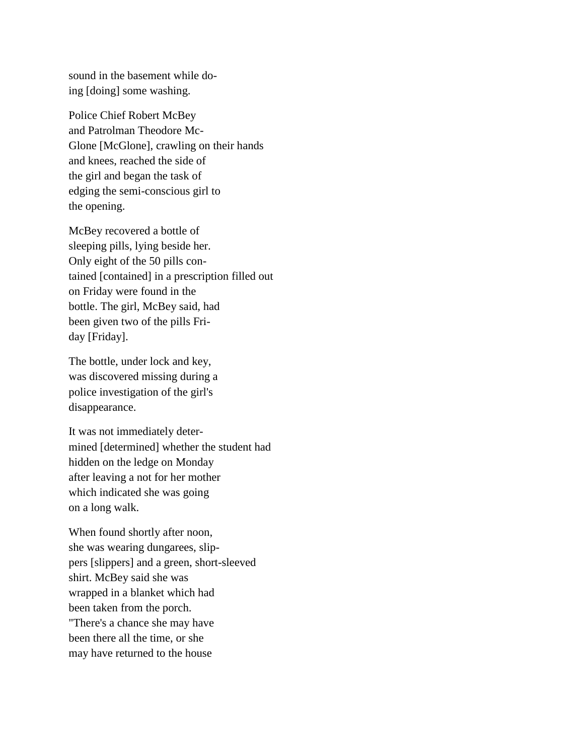sound in the basement while do-
ing [doing] some washing.

Police Chief Robert McBey
and Patrolman Theodore Mc-
Glone [McGlone], crawling on their hands
and knees, reached the side of
the girl and began the task of
edging the semi-conscious girl to
the opening.

McBey recovered a bottle of
sleeping pills, lying beside her.
Only eight of the 50 pills con-
tained [contained] in a prescription filled out
on Friday were found in the
bottle. The girl, McBey said, had
been given two of the pills Fri-
day [Friday].

The bottle, under lock and key,
was discovered missing during a
police investigation of the girl's
disappearance.

It was not immediately deter-
mined [determined] whether the student had
hidden on the ledge on Monday
after leaving a not for her mother
which indicated she was going
on a long walk.

When found shortly after noon,
she was wearing dungarees, slip-
pers [slippers] and a green, short-sleeved
shirt. McBey said she was
wrapped in a blanket which had
been taken from the porch.
"There's a chance she may have
been there all the time, or she
may have returned to the house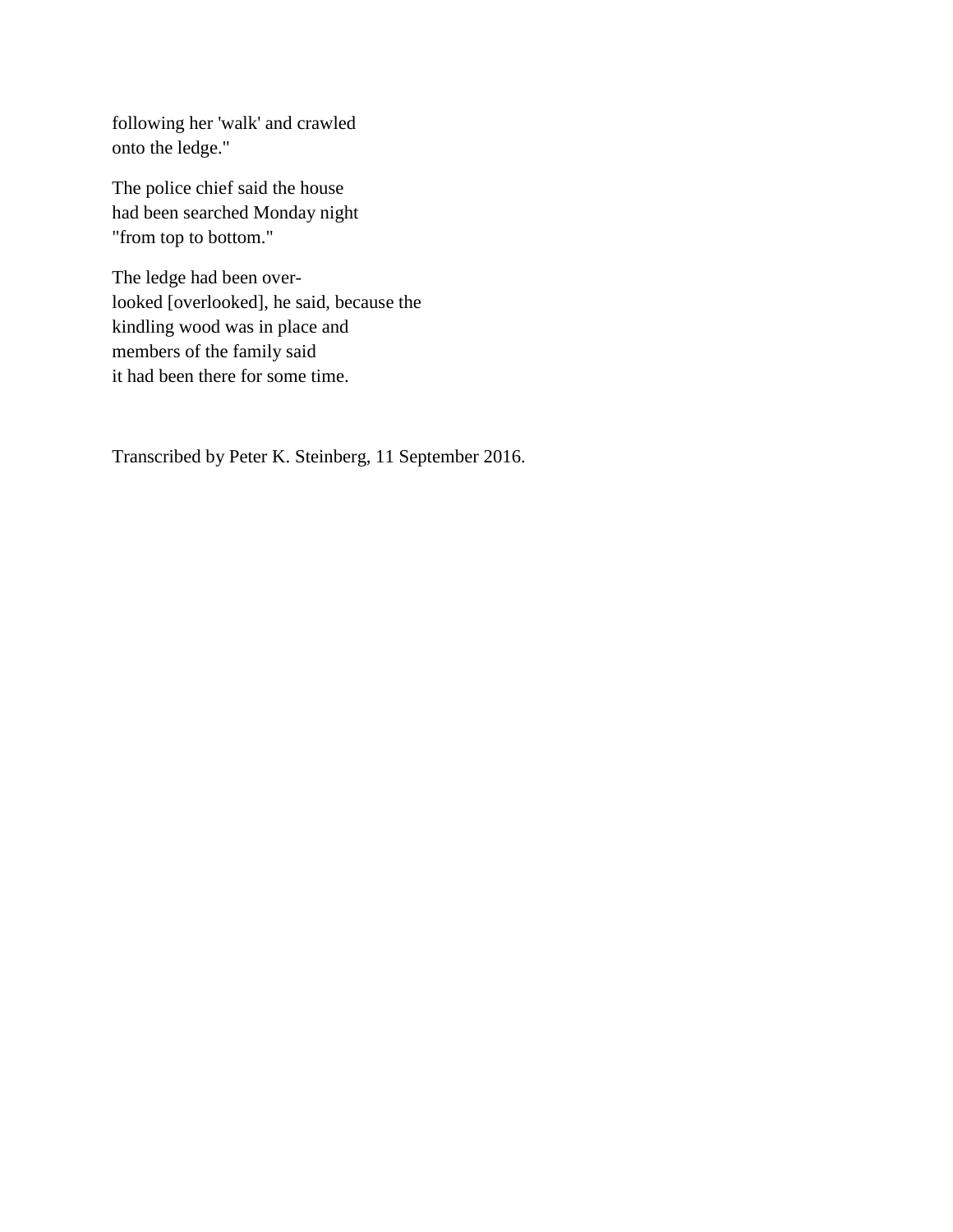following her 'walk' and crawled
onto the ledge."

The police chief said the house
had been searched Monday night
"from top to bottom."

The ledge had been over-
looked [overlooked], he said, because the
kindling wood was in place and
members of the family said
it had been there for some time.

Transcribed by Peter K. Steinberg, 11 September 2016.